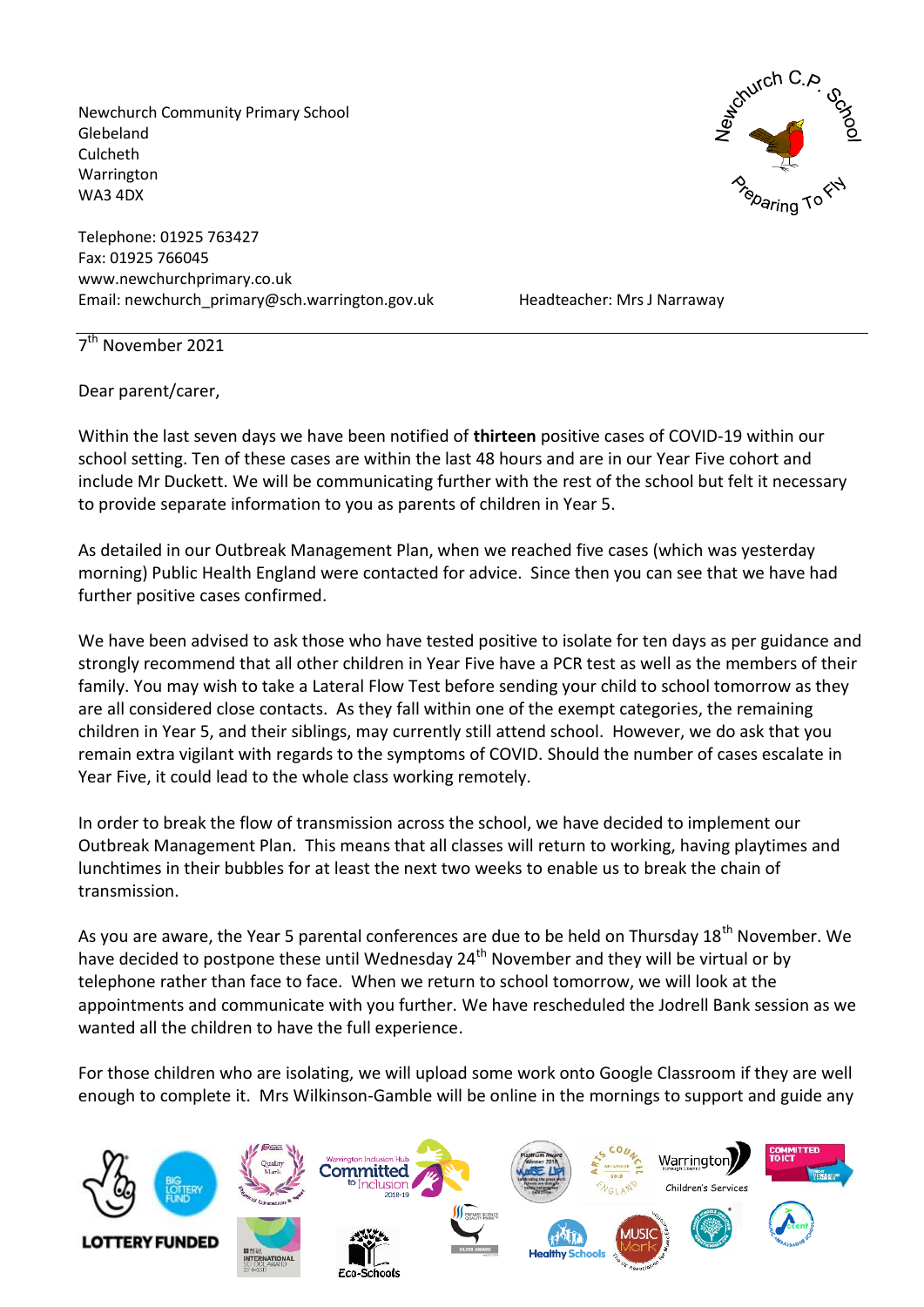Newchurch Community Primary School
Glebeland
Culcheth
Warrington
WA3 4DX

Telephone: 01925 763427
Fax: 01925 766045
www.newchurchprimary.co.uk
Email: newchurch_primary@sch.warrington.gov.uk

Headteacher: Mrs J Narraway

7th November 2021

Dear parent/carer,

Within the last seven days we have been notified of **thirteen** positive cases of COVID-19 within our school setting. Ten of these cases are within the last 48 hours and are in our Year Five cohort and include Mr Duckett. We will be communicating further with the rest of the school but felt it necessary to provide separate information to you as parents of children in Year 5.

As detailed in our Outbreak Management Plan, when we reached five cases (which was yesterday morning) Public Health England were contacted for advice. Since then you can see that we have had further positive cases confirmed.

We have been advised to ask those who have tested positive to isolate for ten days as per guidance and strongly recommend that all other children in Year Five have a PCR test as well as the members of their family. You may wish to take a Lateral Flow Test before sending your child to school tomorrow as they are all considered close contacts. As they fall within one of the exempt categories, the remaining children in Year 5, and their siblings, may currently still attend school. However, we do ask that you remain extra vigilant with regards to the symptoms of COVID. Should the number of cases escalate in Year Five, it could lead to the whole class working remotely.

In order to break the flow of transmission across the school, we have decided to implement our Outbreak Management Plan. This means that all classes will return to working, having playtimes and lunchtimes in their bubbles for at least the next two weeks to enable us to break the chain of transmission.

As you are aware, the Year 5 parental conferences are due to be held on Thursday 18th November. We have decided to postpone these until Wednesday 24th November and they will be virtual or by telephone rather than face to face. When we return to school tomorrow, we will look at the appointments and communicate with you further. We have rescheduled the Jodrell Bank session as we wanted all the children to have the full experience.

For those children who are isolating, we will upload some work onto Google Classroom if they are well enough to complete it. Mrs Wilkinson-Gamble will be online in the mornings to support and guide any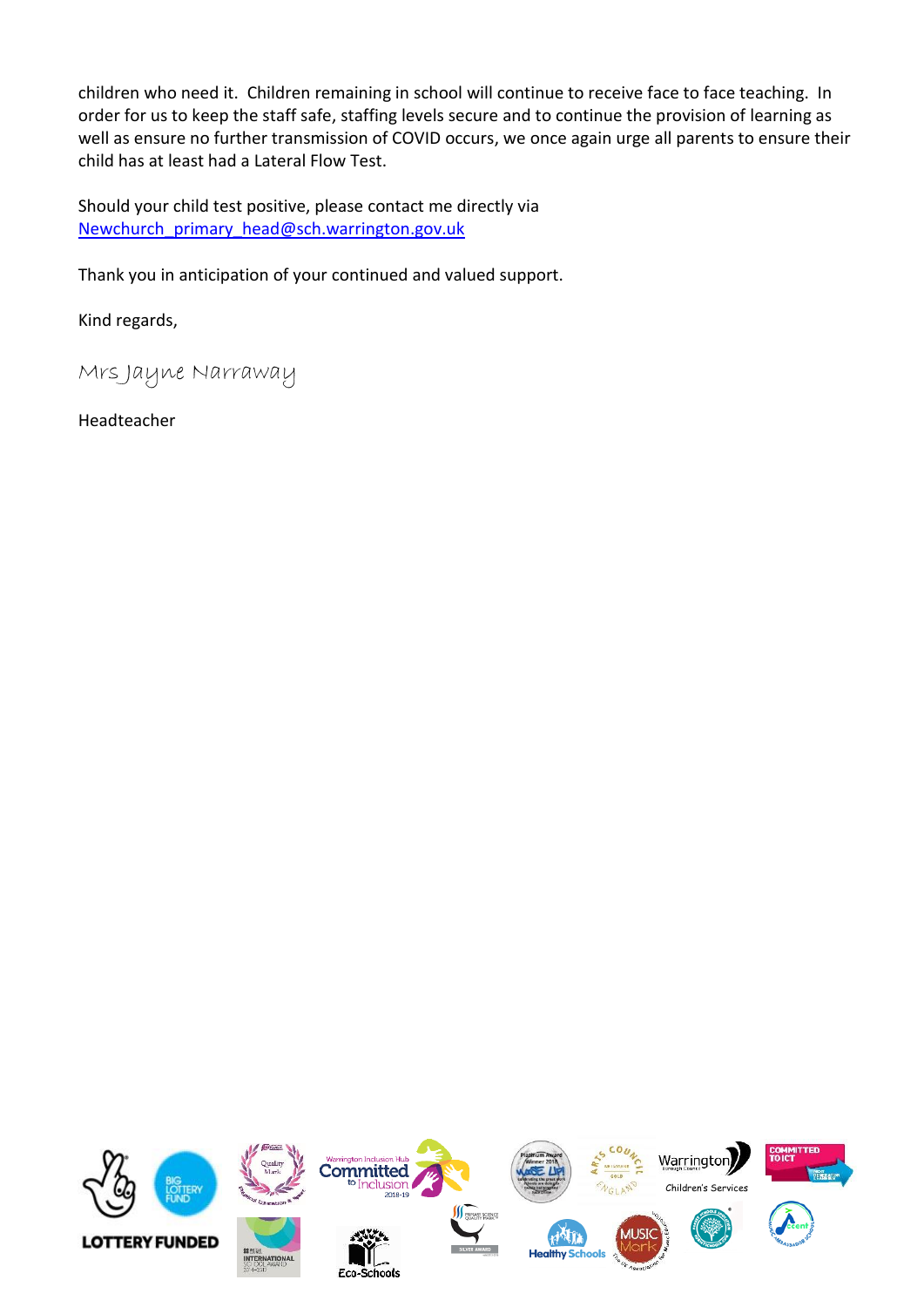children who need it. Children remaining in school will continue to receive face to face teaching. In order for us to keep the staff safe, staffing levels secure and to continue the provision of learning as well as ensure no further transmission of COVID occurs, we once again urge all parents to ensure their child has at least had a Lateral Flow Test.

Should your child test positive, please contact me directly via [Newchurch_primary_head@sch.warrington.gov.uk](mailto:Newchurch_primary_head@sch.warrington.gov.uk)

Thank you in anticipation of your continued and valued support.

Kind regards,

*Mrs Jayne Narraway*

Headteacher